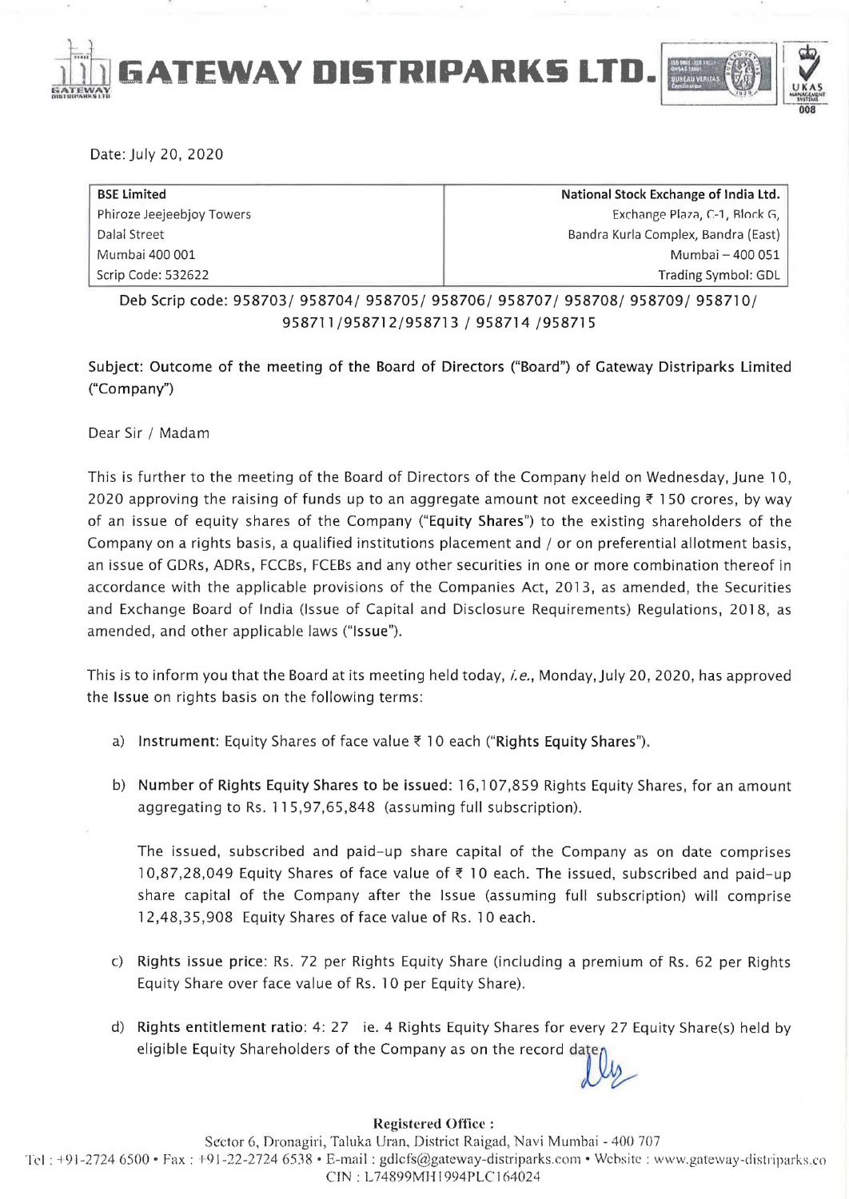# GATEWAY DISTRIPARKS LTD.

Date: July 20, 2020

| BSE Limited | National Stock Exchange of India Ltd. |
|---|---|
| Phiroze Jeejeebjoy Towers | Exchange Plaza, C-1, Block G, |
| Dalal Street | Bandra Kurla Complex, Bandra (East) |
| Mumbai 400 001 | Mumbai – 400 051 |
| Scrip Code: 532622 | Trading Symbol: GDL |

Deb Scrip code: 958703/ 958704/ 958705/ 958706/ 958707/ 958708/ 958709/ 958710/ 958711/958712/958713 / 958714 /958715

Subject: Outcome of the meeting of the Board of Directors ("Board") of Gateway Distriparks Limited ("Company")

Dear Sir / Madam

This is further to the meeting of the Board of Directors of the Company held on Wednesday, June 10, 2020 approving the raising of funds up to an aggregate amount not exceeding ₹ 150 crores, by way of an issue of equity shares of the Company ("**Equity Shares**") to the existing shareholders of the Company on a rights basis, a qualified institutions placement and / or on preferential allotment basis, an issue of GDRs, ADRs, FCCBs, FCEBs and any other securities in one or more combination thereof in accordance with the applicable provisions of the Companies Act, 2013, as amended, the Securities and Exchange Board of India (Issue of Capital and Disclosure Requirements) Regulations, 2018, as amended, and other applicable laws ("**Issue**").

This is to inform you that the Board at its meeting held today, *i.e.*, Monday, July 20, 2020, has approved the **Issue** on rights basis on the following terms:

a) Instrument: Equity Shares of face value ₹ 10 each ("**Rights Equity Shares**").

b) Number of Rights Equity Shares to be issued: 16,107,859 Rights Equity Shares, for an amount aggregating to Rs. 115,97,65,848 (assuming full subscription).

   The issued, subscribed and paid-up share capital of the Company as on date comprises 10,87,28,049 Equity Shares of face value of ₹ 10 each. The issued, subscribed and paid-up share capital of the Company after the Issue (assuming full subscription) will comprise 12,48,35,908 Equity Shares of face value of Rs. 10 each.

c) Rights issue price: Rs. 72 per Rights Equity Share (including a premium of Rs. 62 per Rights Equity Share over face value of Rs. 10 per Equity Share).

d) Rights entitlement ratio: 4: 27 ie. 4 Rights Equity Shares for every 27 Equity Share(s) held by eligible Equity Shareholders of the Company as on the record date.

**Registered Office :**
Sector 6, Dronagiri, Taluka Uran, District Raigad, Navi Mumbai - 400 707
Tel : +91-2724 6500 • Fax : +91-22-2724 6538 • E-mail : gdlcfs@gateway-distriparks.com • Website : www.gateway-distriparks.co
CIN : L74899MH1994PLC164024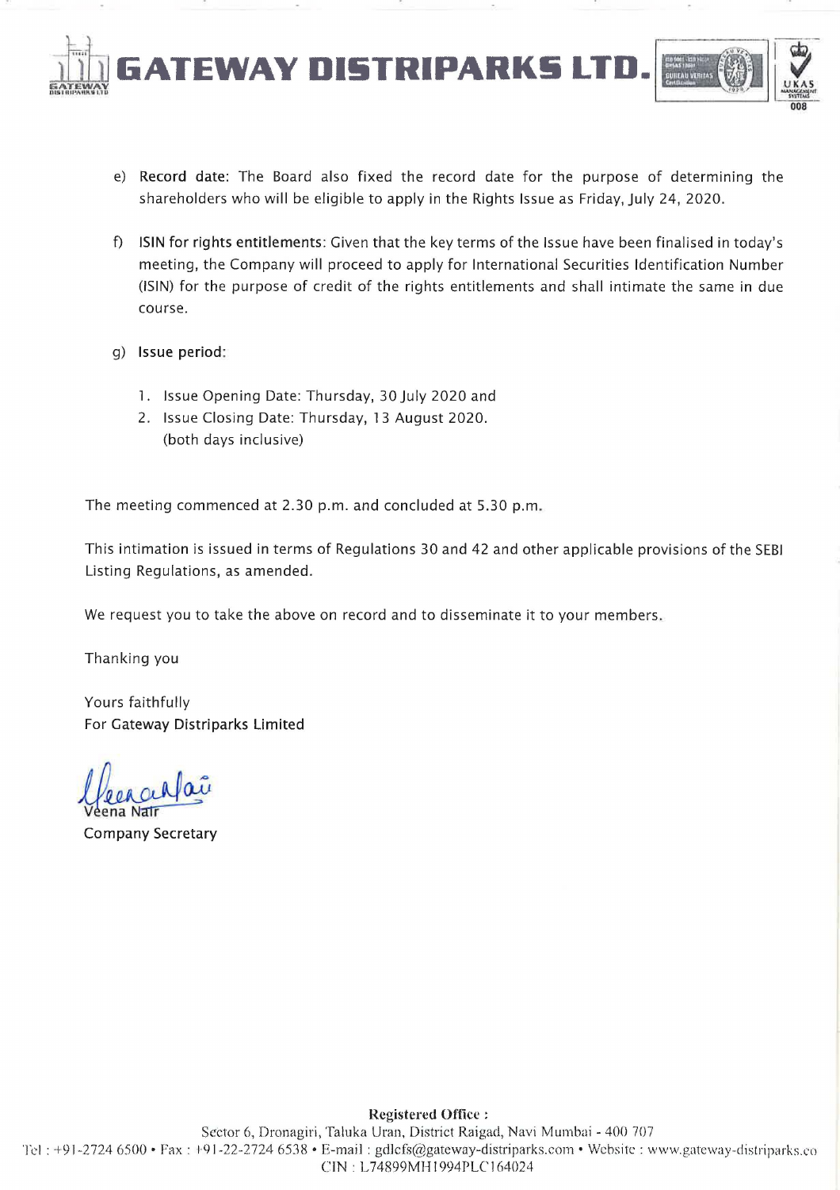e) **Record date**: The Board also fixed the record date for the purpose of determining the shareholders who will be eligible to apply in the Rights Issue as Friday, July 24, 2020.

f) **ISIN for rights entitlements**: Given that the key terms of the Issue have been finalised in today's meeting, the Company will proceed to apply for International Securities Identification Number (ISIN) for the purpose of credit of the rights entitlements and shall intimate the same in due course.

g) **Issue period**:

1. Issue Opening Date: Thursday, 30 July 2020 and
2. Issue Closing Date: Thursday, 13 August 2020.
   (both days inclusive)

The meeting commenced at 2.30 p.m. and concluded at 5.30 p.m.

This intimation is issued in terms of Regulations 30 and 42 and other applicable provisions of the SEBI Listing Regulations, as amended.

We request you to take the above on record and to disseminate it to your members.

Thanking you

Yours faithfully
For Gateway Distriparks Limited

Veena Nair
Company Secretary